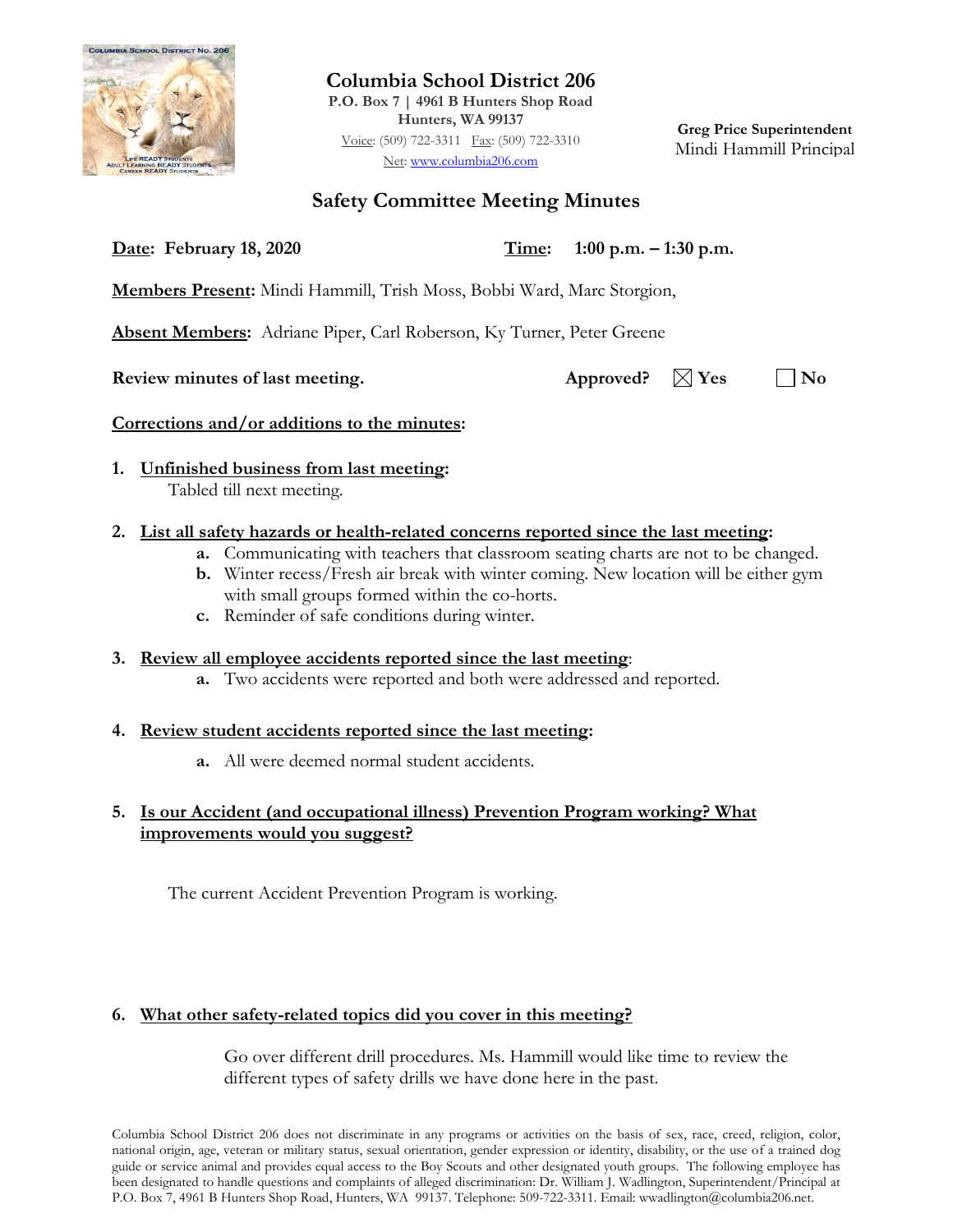# Columbia School District 206

**P.O. Box 7 | 4961 B Hunters Shop Road**
**Hunters, WA 99137**
Voice: (509) 722-3311 Fax: (509) 722-3310
Net: www.columbia206.com

**Greg Price Superintendent**
Mindi Hammill Principal

## Safety Committee Meeting Minutes

**Date: February 18, 2020** **Time: 1:00 p.m. – 1:30 p.m.**

**Members Present:** Mindi Hammill, Trish Moss, Bobbi Ward, Marc Storgion,

**Absent Members:** Adriane Piper, Carl Roberson, Ky Turner, Peter Greene

**Review minutes of last meeting.** **Approved?** ☒ **Yes** ☐ **No**

**Corrections and/or additions to the minutes:**

1. **Unfinished business from last meeting:**
   Tabled till next meeting.

2. **List all safety hazards or health-related concerns reported since the last meeting:**
   a. Communicating with teachers that classroom seating charts are not to be changed.
   b. Winter recess/Fresh air break with winter coming. New location will be either gym with small groups formed within the co-horts.
   c. Reminder of safe conditions during winter.

3. **Review all employee accidents reported since the last meeting:**
   a. Two accidents were reported and both were addressed and reported.

4. **Review student accidents reported since the last meeting:**
   a. All were deemed normal student accidents.

5. **Is our Accident (and occupational illness) Prevention Program working? What improvements would you suggest?**

   The current Accident Prevention Program is working.

6. **What other safety-related topics did you cover in this meeting?**

   Go over different drill procedures. Ms. Hammill would like time to review the different types of safety drills we have done here in the past.

Columbia School District 206 does not discriminate in any programs or activities on the basis of sex, race, creed, religion, color, national origin, age, veteran or military status, sexual orientation, gender expression or identity, disability, or the use of a trained dog guide or service animal and provides equal access to the Boy Scouts and other designated youth groups. The following employee has been designated to handle questions and complaints of alleged discrimination: Dr. William J. Wadlington, Superintendent/Principal at P.O. Box 7, 4961 B Hunters Shop Road, Hunters, WA 99137. Telephone: 509-722-3311. Email: wwadlington@columbia206.net.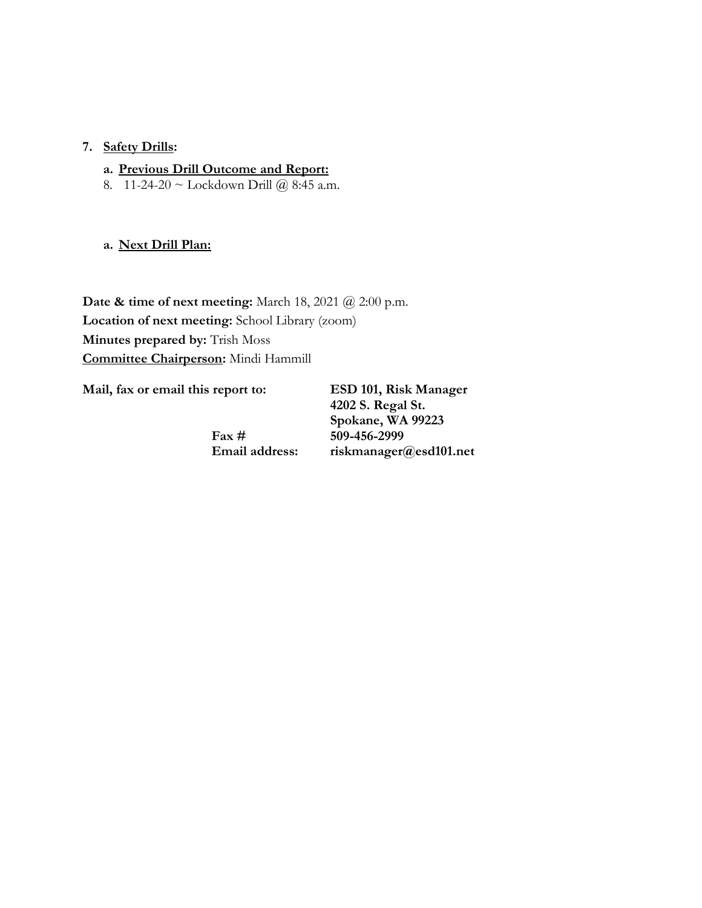7. **<u>Safety Drills</u>:**

   a. **<u>Previous Drill Outcome and Report:</u>**

   8. 11-24-20 ~ Lockdown Drill @ 8:45 a.m.

   a. **<u>Next Drill Plan:</u>**

**Date & time of next meeting:** March 18, 2021 @ 2:00 p.m.
**Location of next meeting:** School Library (zoom)
**Minutes prepared by:** Trish Moss
**<u>Committee Chairperson</u>:** Mindi Hammill

**Mail, fax or email this report to:** **ESD 101, Risk Manager**
**4202 S. Regal St.**
**Spokane, WA 99223**
**Fax #** **509-456-2999**
**Email address:** **riskmanager@esd101.net**